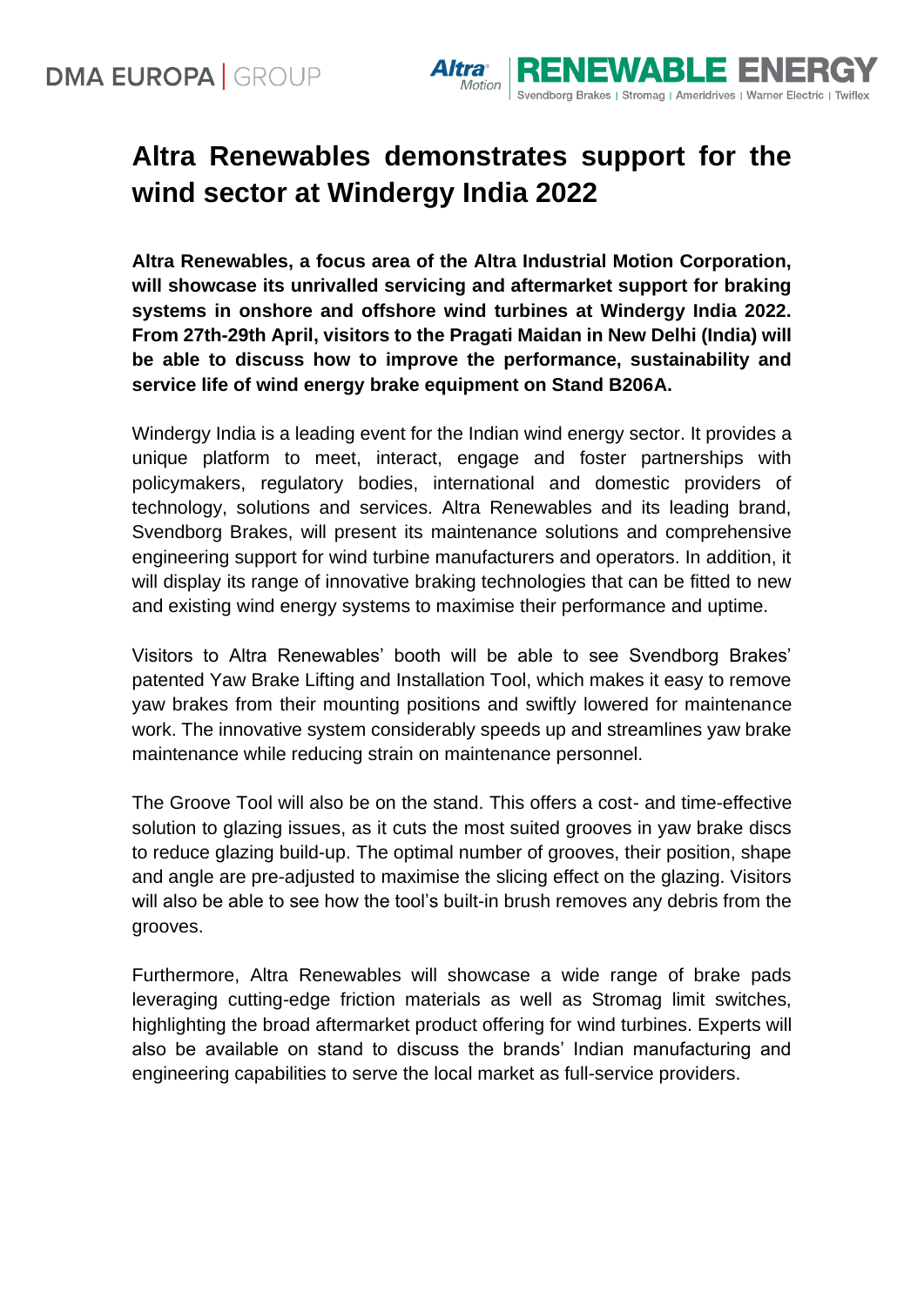# Altra Renewables demonstrates support for the wind sector at Windergy India 2022

**Altra Renewables, a focus area of the Altra Industrial Motion Corporation, will showcase its unrivalled servicing and aftermarket support for braking systems in onshore and offshore wind turbines at Windergy India 2022. From 27th-29th April, visitors to the Pragati Maidan in New Delhi (India) will be able to discuss how to improve the performance, sustainability and service life of wind energy brake equipment on Stand B206A.**

Windergy India is a leading event for the Indian wind energy sector. It provides a unique platform to meet, interact, engage and foster partnerships with policymakers, regulatory bodies, international and domestic providers of technology, solutions and services. Altra Renewables and its leading brand, Svendborg Brakes, will present its maintenance solutions and comprehensive engineering support for wind turbine manufacturers and operators. In addition, it will display its range of innovative braking technologies that can be fitted to new and existing wind energy systems to maximise their performance and uptime.

Visitors to Altra Renewables' booth will be able to see Svendborg Brakes' patented Yaw Brake Lifting and Installation Tool, which makes it easy to remove yaw brakes from their mounting positions and swiftly lowered for maintenance work. The innovative system considerably speeds up and streamlines yaw brake maintenance while reducing strain on maintenance personnel.

The Groove Tool will also be on the stand. This offers a cost- and time-effective solution to glazing issues, as it cuts the most suited grooves in yaw brake discs to reduce glazing build-up. The optimal number of grooves, their position, shape and angle are pre-adjusted to maximise the slicing effect on the glazing. Visitors will also be able to see how the tool's built-in brush removes any debris from the grooves.

Furthermore, Altra Renewables will showcase a wide range of brake pads leveraging cutting-edge friction materials as well as Stromag limit switches, highlighting the broad aftermarket product offering for wind turbines. Experts will also be available on stand to discuss the brands' Indian manufacturing and engineering capabilities to serve the local market as full-service providers.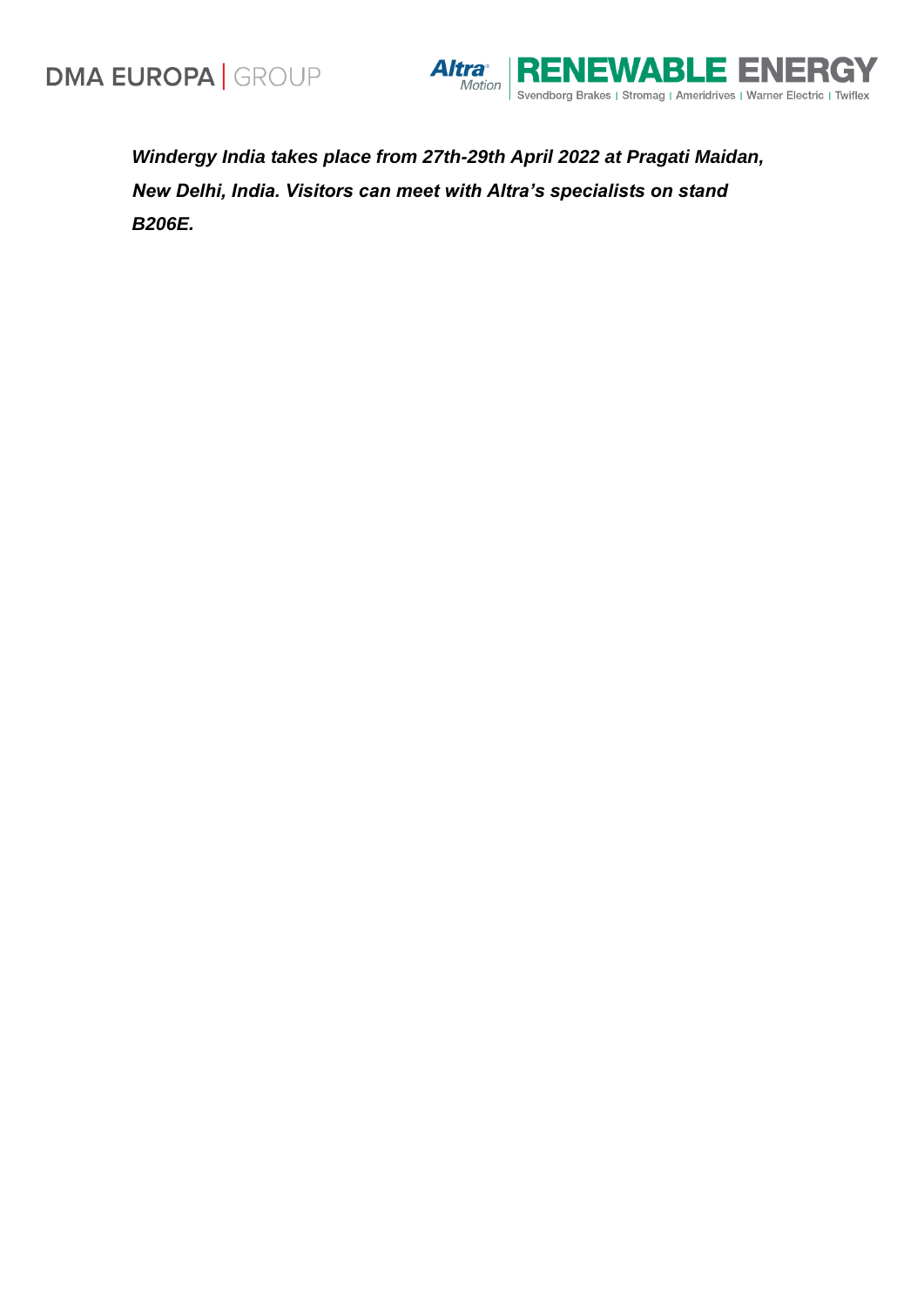***Windergy India takes place from 27th-29th April 2022 at Pragati Maidan, New Delhi, India. Visitors can meet with Altra's specialists on stand B206E.***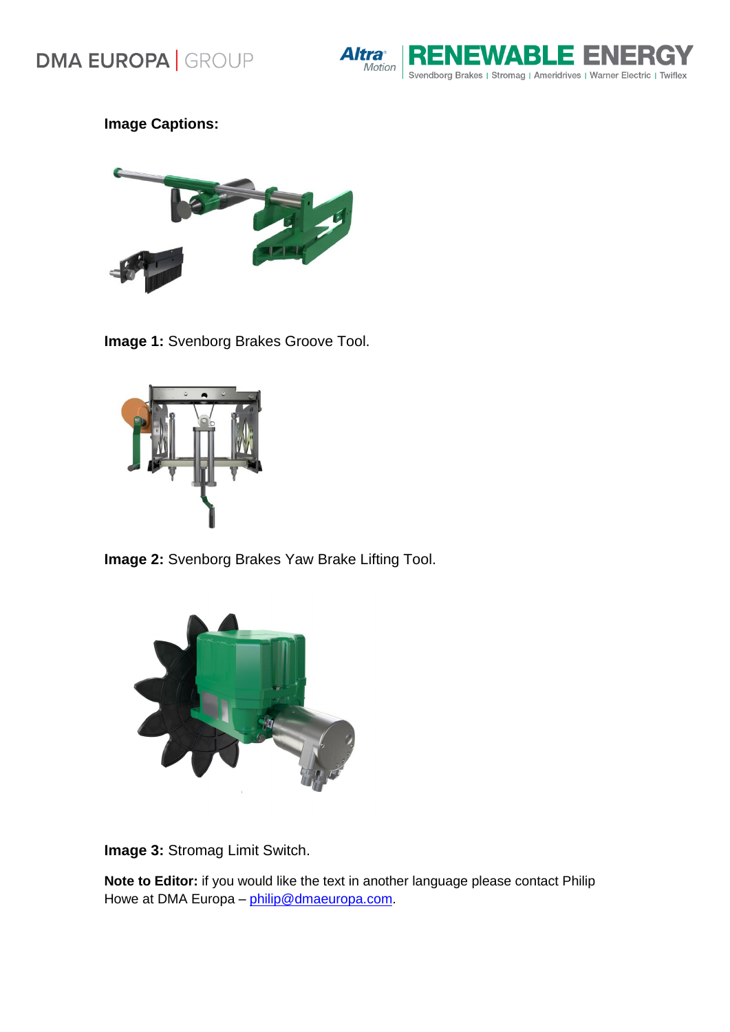**Image Captions:**

**Image 1:** Svenborg Brakes Groove Tool.

**Image 2:** Svenborg Brakes Yaw Brake Lifting Tool.

**Image 3:** Stromag Limit Switch.

**Note to Editor:** if you would like the text in another language please contact Philip Howe at DMA Europa – philip@dmaeuropa.com.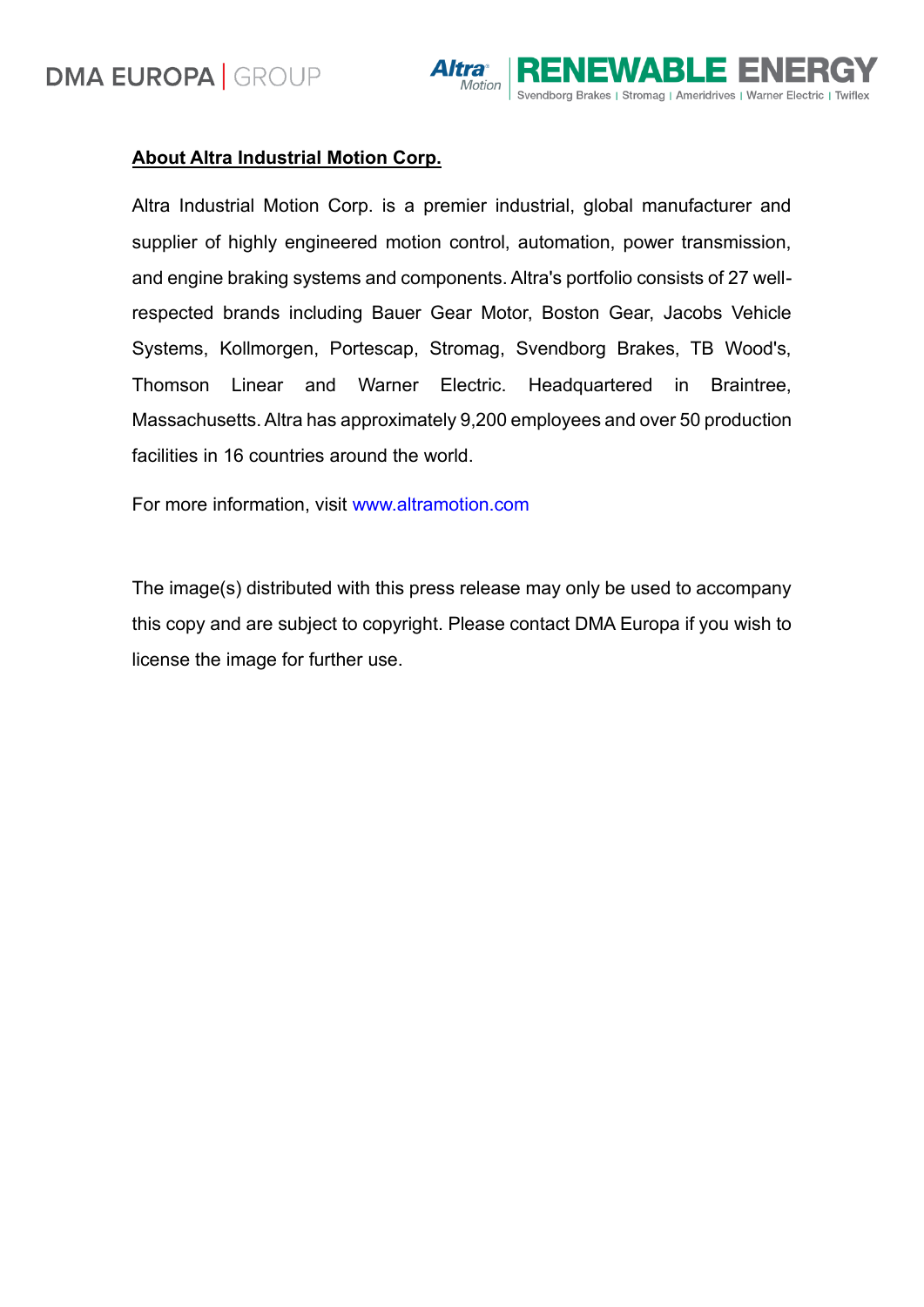## About Altra Industrial Motion Corp.

Altra Industrial Motion Corp. is a premier industrial, global manufacturer and supplier of highly engineered motion control, automation, power transmission, and engine braking systems and components. Altra's portfolio consists of 27 well-respected brands including Bauer Gear Motor, Boston Gear, Jacobs Vehicle Systems, Kollmorgen, Portescap, Stromag, Svendborg Brakes, TB Wood's, Thomson Linear and Warner Electric. Headquartered in Braintree, Massachusetts. Altra has approximately 9,200 employees and over 50 production facilities in 16 countries around the world.

For more information, visit www.altramotion.com

The image(s) distributed with this press release may only be used to accompany this copy and are subject to copyright. Please contact DMA Europa if you wish to license the image for further use.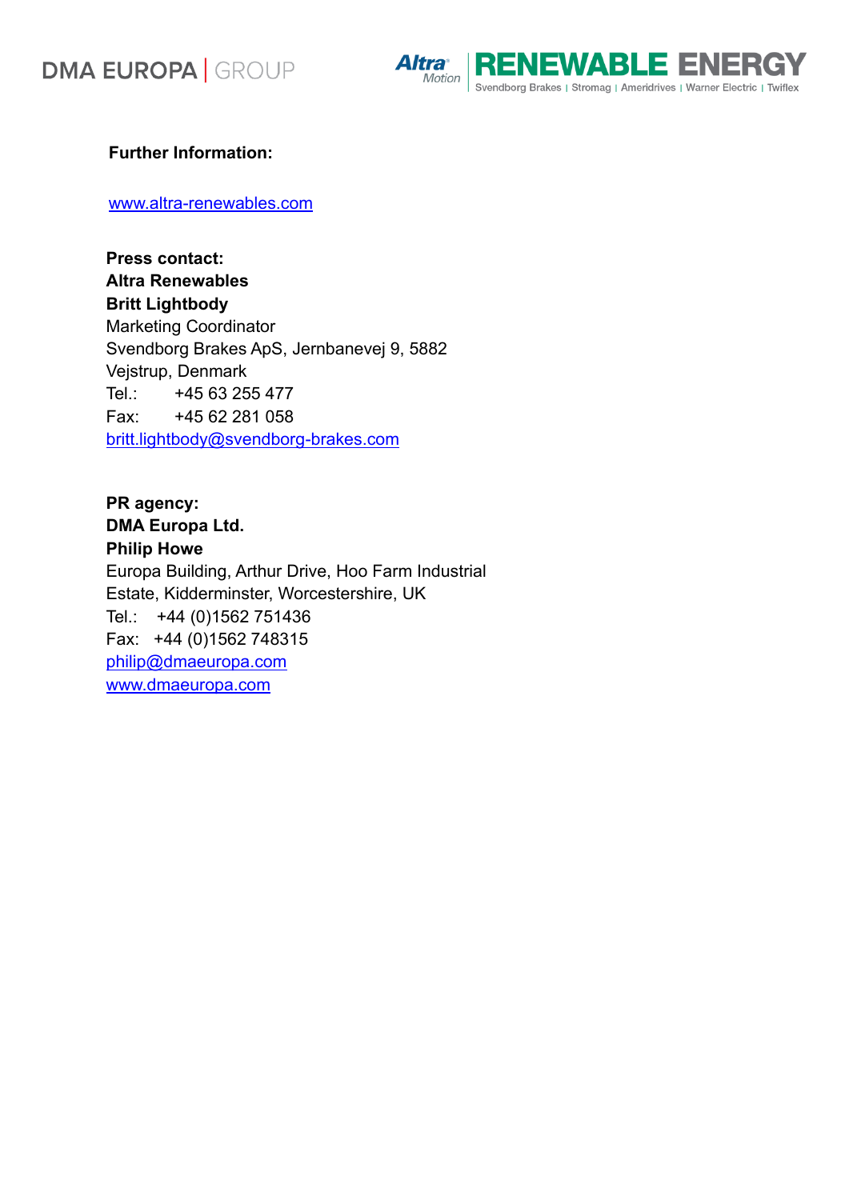**Further Information:**

www.altra-renewables.com

**Press contact:**
**Altra Renewables**
**Britt Lightbody**
Marketing Coordinator
Svendborg Brakes ApS, Jernbanevej 9, 5882 Vejstrup, Denmark
Tel.: +45 63 255 477
Fax: +45 62 281 058
britt.lightbody@svendborg-brakes.com

**PR agency:**
**DMA Europa Ltd.**
**Philip Howe**
Europa Building, Arthur Drive, Hoo Farm Industrial Estate, Kidderminster, Worcestershire, UK
Tel.: +44 (0)1562 751436
Fax: +44 (0)1562 748315
philip@dmaeuropa.com
www.dmaeuropa.com